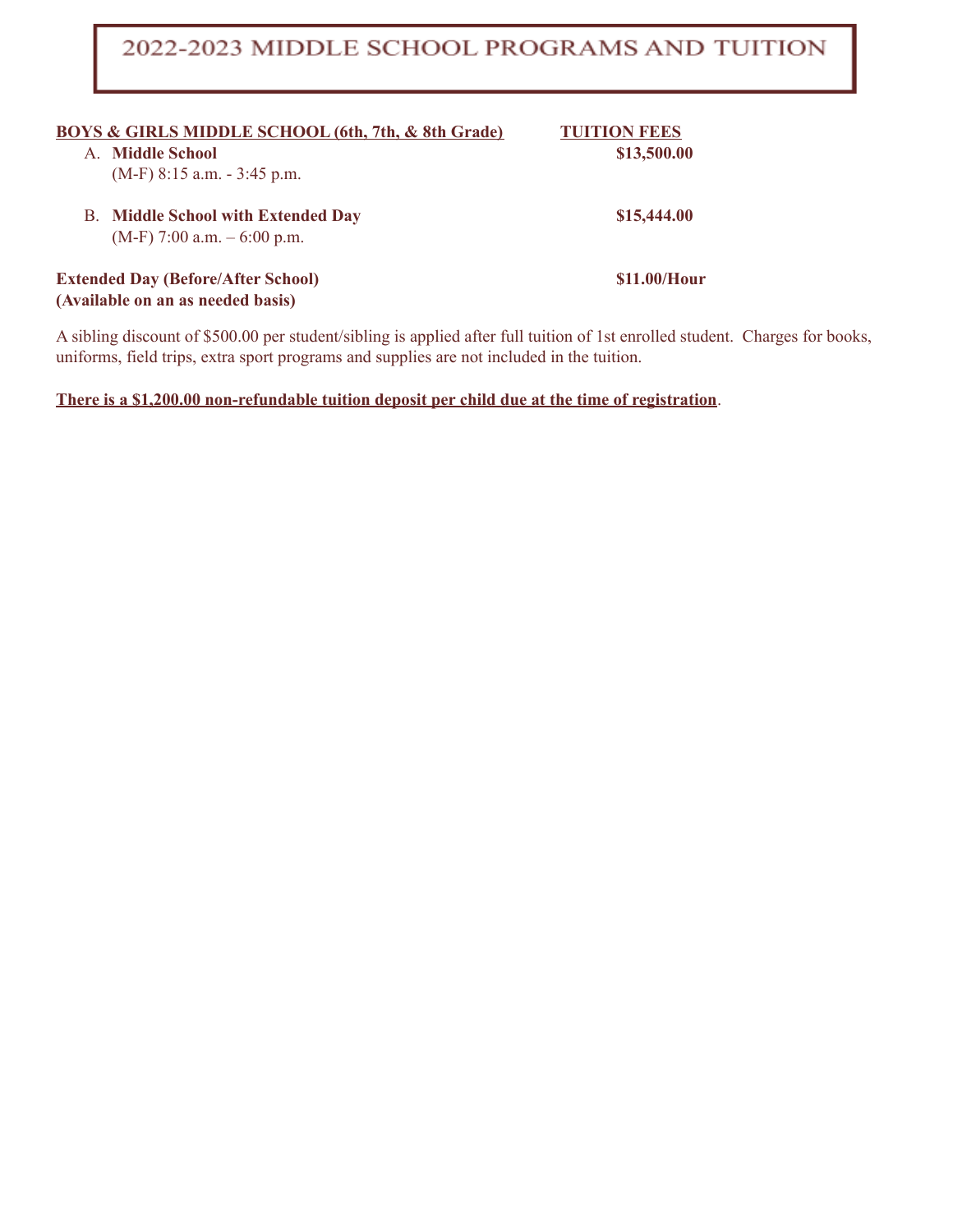# 2022-2023 MIDDLE SCHOOL PROGRAMS AND TUITION

| BOYS & GIRLS MIDDLE SCHOOL (6th, 7th, & 8th Grade) | TUITION FEES |
|---|---|
| A. **Middle School** (M-F) 8:15 a.m. - 3:45 p.m. | **$13,500.00** |
| B. **Middle School with Extended Day** (M-F) 7:00 a.m. – 6:00 p.m. | **$15,444.00** |
| **Extended Day (Before/After School) (Available on an as needed basis)** | **$11.00/Hour** |

A sibling discount of $500.00 per student/sibling is applied after full tuition of 1st enrolled student. Charges for books, uniforms, field trips, extra sport programs and supplies are not included in the tuition.

**There is a $1,200.00 non-refundable tuition deposit per child due at the time of registration**.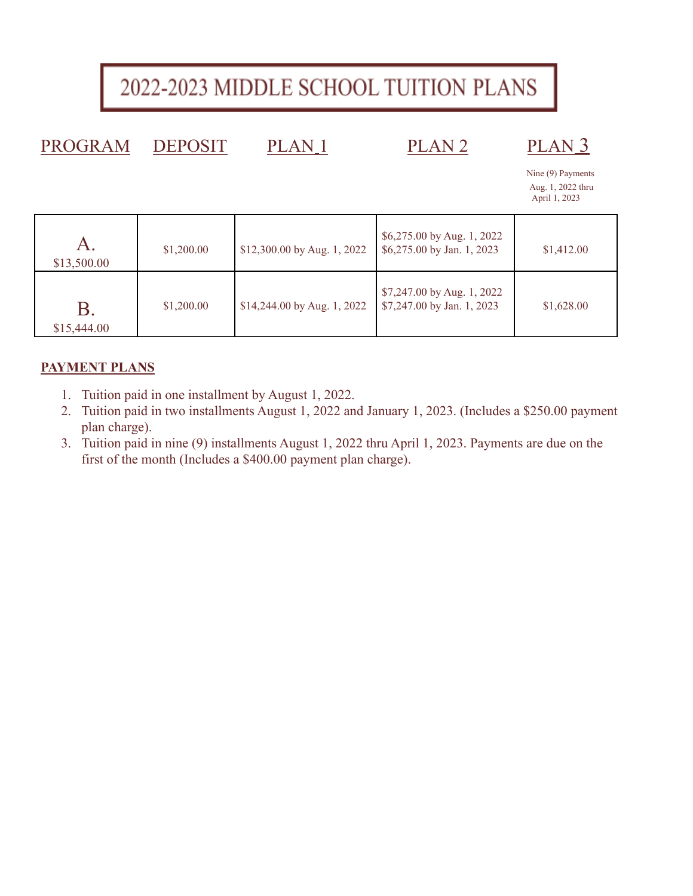# 2022-2023 MIDDLE SCHOOL TUITION PLANS

| PROGRAM | DEPOSIT | PLAN 1 | PLAN 2 | PLAN 3<br>Nine (9) Payments<br>Aug. 1, 2022 thru<br>April 1, 2023 |
|---|---|---|---|---|
| A.<br>$13,500.00 | $1,200.00 | $12,300.00 by Aug. 1, 2022 | $6,275.00 by Aug. 1, 2022<br>$6,275.00 by Jan. 1, 2023 | $1,412.00 |
| B.<br>$15,444.00 | $1,200.00 | $14,244.00 by Aug. 1, 2022 | $7,247.00 by Aug. 1, 2022<br>$7,247.00 by Jan. 1, 2023 | $1,628.00 |

**PAYMENT PLANS**

1. Tuition paid in one installment by August 1, 2022.
2. Tuition paid in two installments August 1, 2022 and January 1, 2023. (Includes a $250.00 payment plan charge).
3. Tuition paid in nine (9) installments August 1, 2022 thru April 1, 2023. Payments are due on the first of the month (Includes a $400.00 payment plan charge).